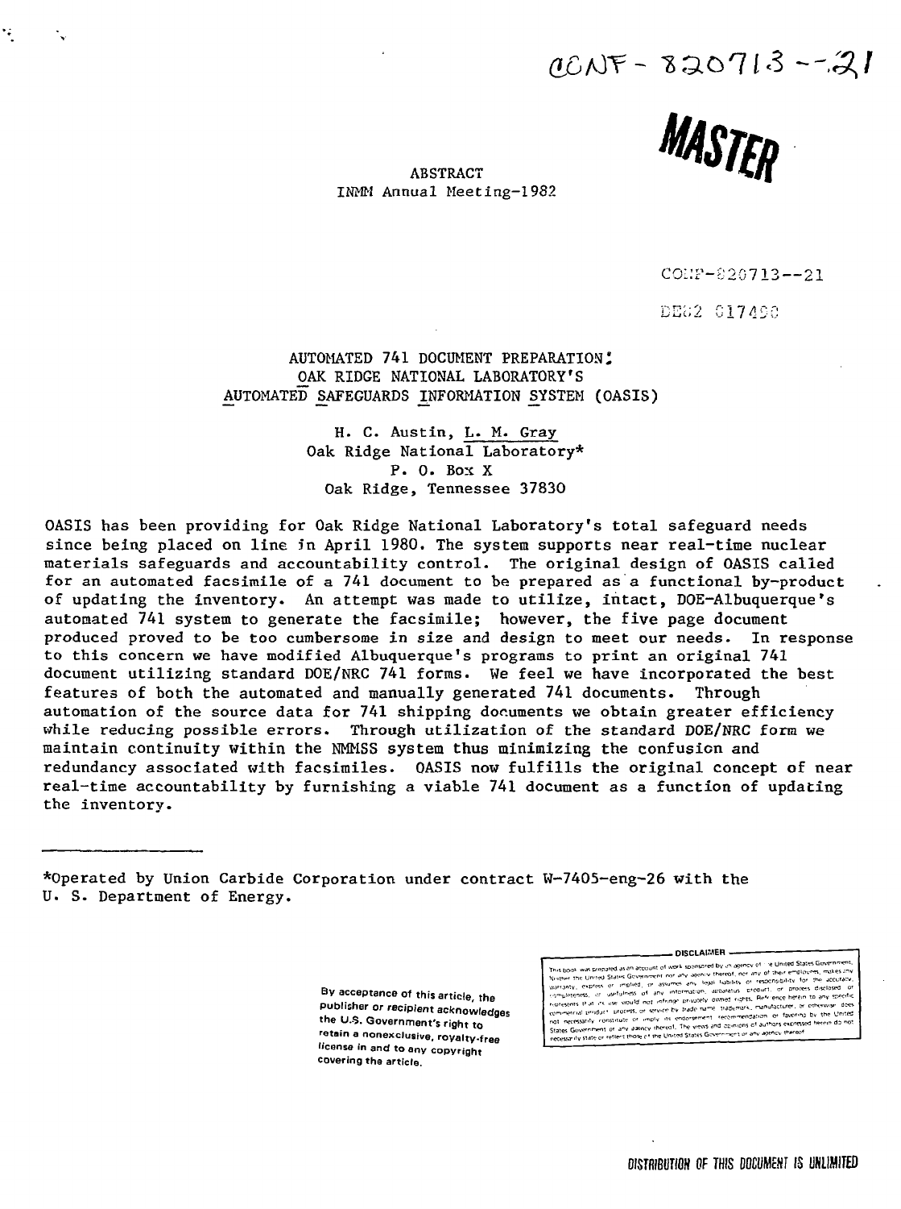CONF-820713--21

**MASTER**

ABSTRACT
INMM Annual Meeting-1982

CONF-820713--21

DE82 017400

# AUTOMATED 741 DOCUMENT PREPARATION: OAK RIDGE NATIONAL LABORATORY'S AUTOMATED SAFEGUARDS INFORMATION SYSTEM (OASIS)

H. C. Austin, L. M. Gray
Oak Ridge National Laboratory*
P. O. Box X
Oak Ridge, Tennessee 37830

OASIS has been providing for Oak Ridge National Laboratory's total safeguard needs since being placed on line in April 1980. The system supports near real-time nuclear materials safeguards and accountability control. The original design of OASIS called for an automated facsimile of a 741 document to be prepared as a functional by-product of updating the inventory. An attempt was made to utilize, intact, DOE-Albuquerque's automated 741 system to generate the facsimile; however, the five page document produced proved to be too cumbersome in size and design to meet our needs. In response to this concern we have modified Albuquerque's programs to print an original 741 document utilizing standard DOE/NRC 741 forms. We feel we have incorporated the best features of both the automated and manually generated 741 documents. Through automation of the source data for 741 shipping documents we obtain greater efficiency while reducing possible errors. Through utilization of the standard DOE/NRC form we maintain continuity within the NMMSS system thus minimizing the confusion and redundancy associated with facsimiles. OASIS now fulfills the original concept of near real-time accountability by furnishing a viable 741 document as a function of updating the inventory.

---

*Operated by Union Carbide Corporation under contract W-7405-eng-26 with the U. S. Department of Energy.

By acceptance of this article, the publisher or recipient acknowledges the U.S. Government's right to retain a nonexclusive, royalty-free license in and to any copyright covering the article.

DISCLAIMER

This book was prepared as an account of work sponsored by an agency of the United States Government. Neither the United States Government nor any agency thereof, nor any of their employees, makes any warranty, express or implied, or assumes any legal liability or responsibility for the accuracy, completeness, or usefulness of any information, apparatus, product, or process disclosed, or represents that its use would not infringe privately owned rights. Reference herein to any specific commercial product, process, or service by trade name, trademark, manufacturer, or otherwise, does not necessarily constitute or imply its endorsement, recommendation, or favoring by the United States Government or any agency thereof. The views and opinions of authors expressed herein do not necessarily state or reflect those of the United States Government or any agency thereof.

DISTRIBUTION OF THIS DOCUMENT IS UNLIMITED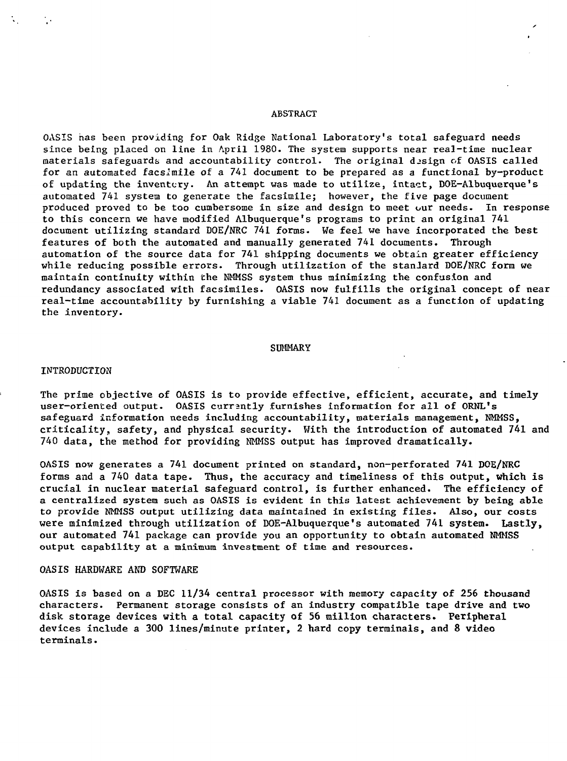## ABSTRACT

OASIS has been providing for Oak Ridge National Laboratory's total safeguard needs since being placed on line in April 1980. The system supports near real-time nuclear materials safeguards and accountability control. The original design of OASIS called for an automated facsimile of a 741 document to be prepared as a functional by-product of updating the inventory. An attempt was made to utilize, intact, DOE-Albuquerque's automated 741 system to generate the facsimile; however, the five page document produced proved to be too cumbersome in size and design to meet our needs. In response to this concern we have modified Albuquerque's programs to print an original 741 document utilizing standard DOE/NRC 741 forms. We feel we have incorporated the best features of both the automated and manually generated 741 documents. Through automation of the source data for 741 shipping documents we obtain greater efficiency while reducing possible errors. Through utilization of the standard DOE/NRC form we maintain continuity within the NMMSS system thus minimizing the confusion and redundancy associated with facsimiles. OASIS now fulfills the original concept of near real-time accountability by furnishing a viable 741 document as a function of updating the inventory.

## SUMMARY

### INTRODUCTION

The prime objective of OASIS is to provide effective, efficient, accurate, and timely user-oriented output. OASIS currently furnishes information for all of ORNL's safeguard information needs including accountability, materials management, NMMSS, criticality, safety, and physical security. With the introduction of automated 741 and 740 data, the method for providing NMMSS output has improved dramatically.

OASIS now generates a 741 document printed on standard, non-perforated 741 DOE/NRC forms and a 740 data tape. Thus, the accuracy and timeliness of this output, which is crucial in nuclear material safeguard control, is further enhanced. The efficiency of a centralized system such as OASIS is evident in this latest achievement by being able to provide NMMSS output utilizing data maintained in existing files. Also, our costs were minimized through utilization of DOE-Albuquerque's automated 741 system. Lastly, our automated 741 package can provide you an opportunity to obtain automated NMMSS output capability at a minimum investment of time and resources.

### OASIS HARDWARE AND SOFTWARE

OASIS is based on a DEC 11/34 central processor with memory capacity of 256 thousand characters. Permanent storage consists of an industry compatible tape drive and two disk storage devices with a total capacity of 56 million characters. Peripheral devices include a 300 lines/minute printer, 2 hard copy terminals, and 8 video terminals.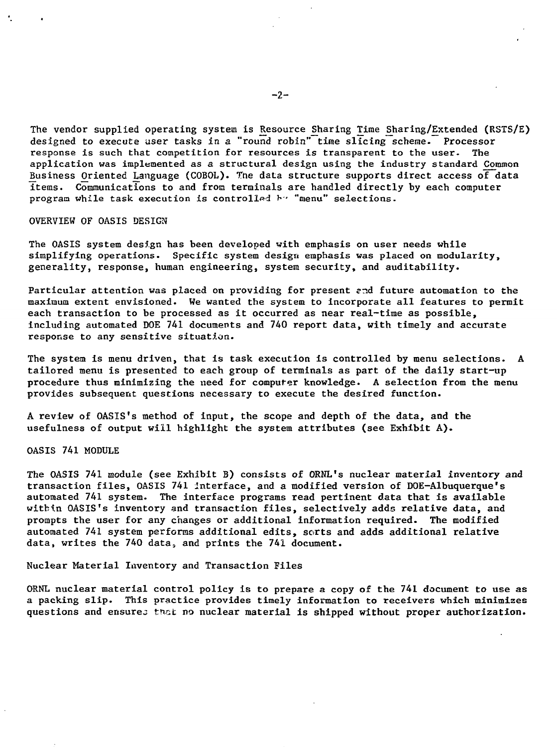The vendor supplied operating system is Resource Sharing Time Sharing/Extended (RSTS/E) designed to execute user tasks in a "round robin" time slicing scheme. Processor response is such that competition for resources is transparent to the user. The application was implemented as a structural design using the industry standard Common Business Oriented Language (COBOL). The data structure supports direct access of data items. Communications to and from terminals are handled directly by each computer program while task execution is controlled by "menu" selections.

## OVERVIEW OF OASIS DESIGN

The OASIS system design has been developed with emphasis on user needs while simplifying operations. Specific system design emphasis was placed on modularity, generality, response, human engineering, system security, and auditability.

Particular attention was placed on providing for present and future automation to the maximum extent envisioned. We wanted the system to incorporate all features to permit each transaction to be processed as it occurred as near real-time as possible, including automated DOE 741 documents and 740 report data, with timely and accurate response to any sensitive situation.

The system is menu driven, that is task execution is controlled by menu selections. A tailored menu is presented to each group of terminals as part of the daily start-up procedure thus minimizing the need for computer knowledge. A selection from the menu provides subsequent questions necessary to execute the desired function.

A review of OASIS's method of input, the scope and depth of the data, and the usefulness of output will highlight the system attributes (see Exhibit A).

## OASIS 741 MODULE

The OASIS 741 module (see Exhibit B) consists of ORNL's nuclear material inventory and transaction files, OASIS 741 interface, and a modified version of DOE-Albuquerque's automated 741 system. The interface programs read pertinent data that is available within OASIS's inventory and transaction files, selectively adds relative data, and prompts the user for any changes or additional information required. The modified automated 741 system performs additional edits, sorts and adds additional relative data, writes the 740 data, and prints the 741 document.

### Nuclear Material Inventory and Transaction Files

ORNL nuclear material control policy is to prepare a copy of the 741 document to use as a packing slip. This practice provides timely information to receivers which minimizes questions and ensures that no nuclear material is shipped without proper authorization.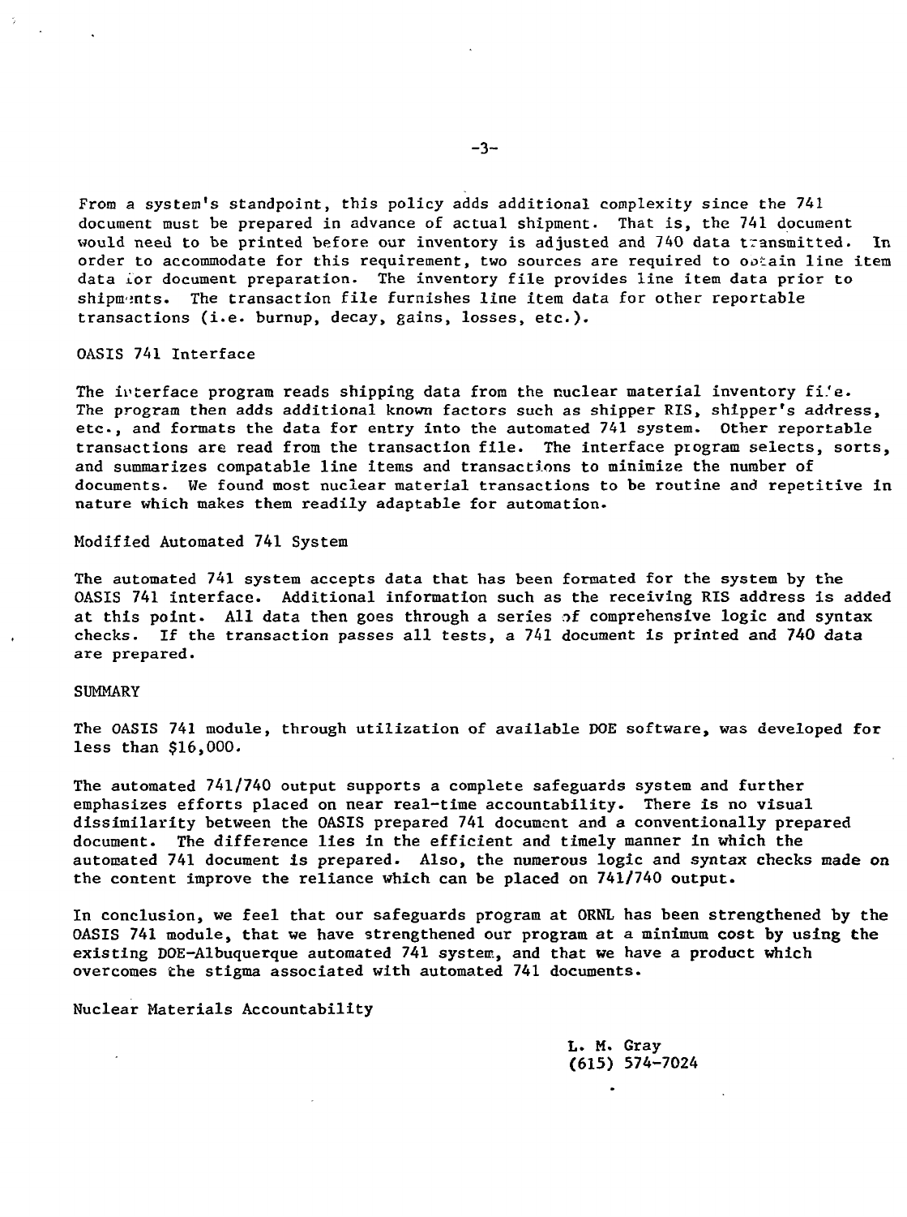From a system's standpoint, this policy adds additional complexity since the 741 document must be prepared in advance of actual shipment. That is, the 741 document would need to be printed before our inventory is adjusted and 740 data transmitted. In order to accommodate for this requirement, two sources are required to obtain line item data for document preparation. The inventory file provides line item data prior to shipments. The transaction file furnishes line item data for other reportable transactions (i.e. burnup, decay, gains, losses, etc.).

## OASIS 741 Interface

The interface program reads shipping data from the nuclear material inventory file. The program then adds additional known factors such as shipper RIS, shipper's address, etc., and formats the data for entry into the automated 741 system. Other reportable transactions are read from the transaction file. The interface program selects, sorts, and summarizes compatable line items and transactions to minimize the number of documents. We found most nuclear material transactions to be routine and repetitive in nature which makes them readily adaptable for automation.

## Modified Automated 741 System

The automated 741 system accepts data that has been formated for the system by the OASIS 741 interface. Additional information such as the receiving RIS address is added at this point. All data then goes through a series of comprehensive logic and syntax checks. If the transaction passes all tests, a 741 document is printed and 740 data are prepared.

## SUMMARY

The OASIS 741 module, through utilization of available DOE software, was developed for less than $16,000.

The automated 741/740 output supports a complete safeguards system and further emphasizes efforts placed on near real-time accountability. There is no visual dissimilarity between the OASIS prepared 741 document and a conventionally prepared document. The difference lies in the efficient and timely manner in which the automated 741 document is prepared. Also, the numerous logic and syntax checks made on the content improve the reliance which can be placed on 741/740 output.

In conclusion, we feel that our safeguards program at ORNL has been strengthened by the OASIS 741 module, that we have strengthened our program at a minimum cost by using the existing DOE-Albuquerque automated 741 system, and that we have a product which overcomes the stigma associated with automated 741 documents.

Nuclear Materials Accountability

L. M. Gray
(615) 574-7024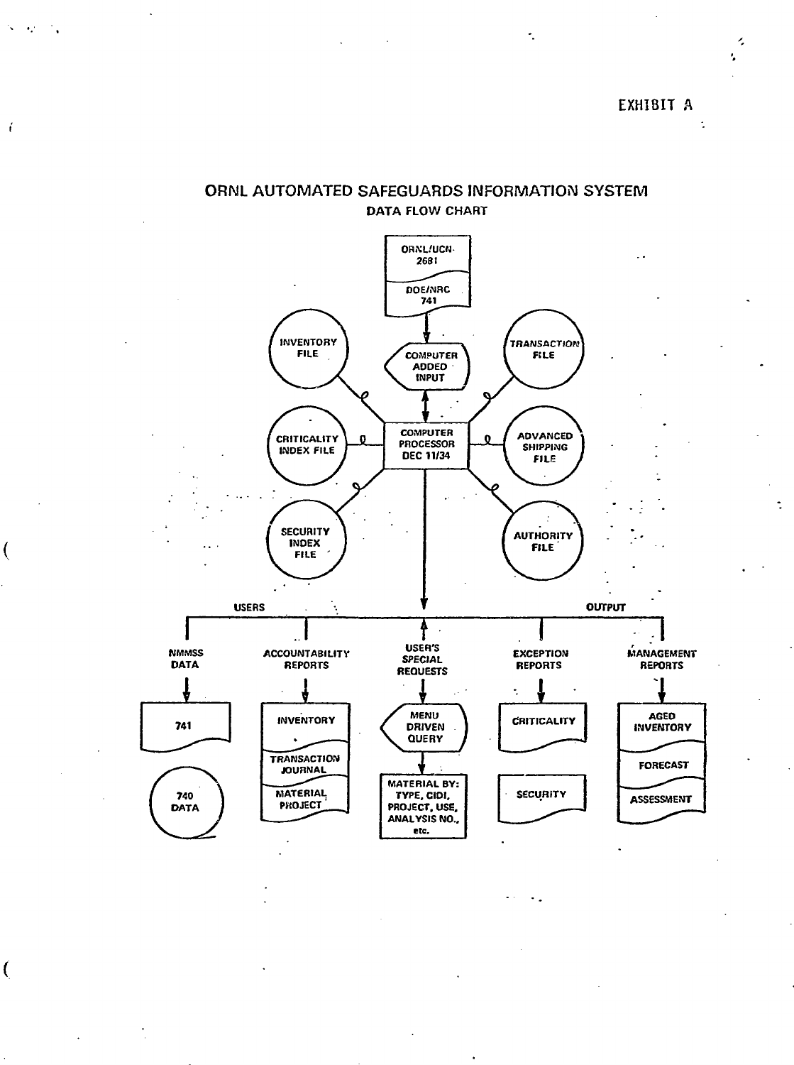EXHIBIT A

# ORNL AUTOMATED SAFEGUARDS INFORMATION SYSTEM

## DATA FLOW CHART

ORNL/UCN-2681

DOE/NRC 741

COMPUTER ADDED INPUT

INVENTORY FILE

TRANSACTION FILE

CRITICALITY INDEX FILE

COMPUTER PROCESSOR DEC 11/34

ADVANCED SHIPPING FILE

SECURITY INDEX FILE

AUTHORITY FILE

USERS

OUTPUT

NMMSS DATA

- 741
- 740 DATA

ACCOUNTABILITY REPORTS

- INVENTORY
- TRANSACTION JOURNAL
- MATERIAL PROJECT

USER'S SPECIAL REQUESTS

- MENU DRIVEN QUERY
- MATERIAL BY: TYPE, CIDI, PROJECT, USE, ANALYSIS NO., etc.

EXCEPTION REPORTS

- CRITICALITY
- SECURITY

MANAGEMENT REPORTS

- AGED INVENTORY
- FORECAST
- ASSESSMENT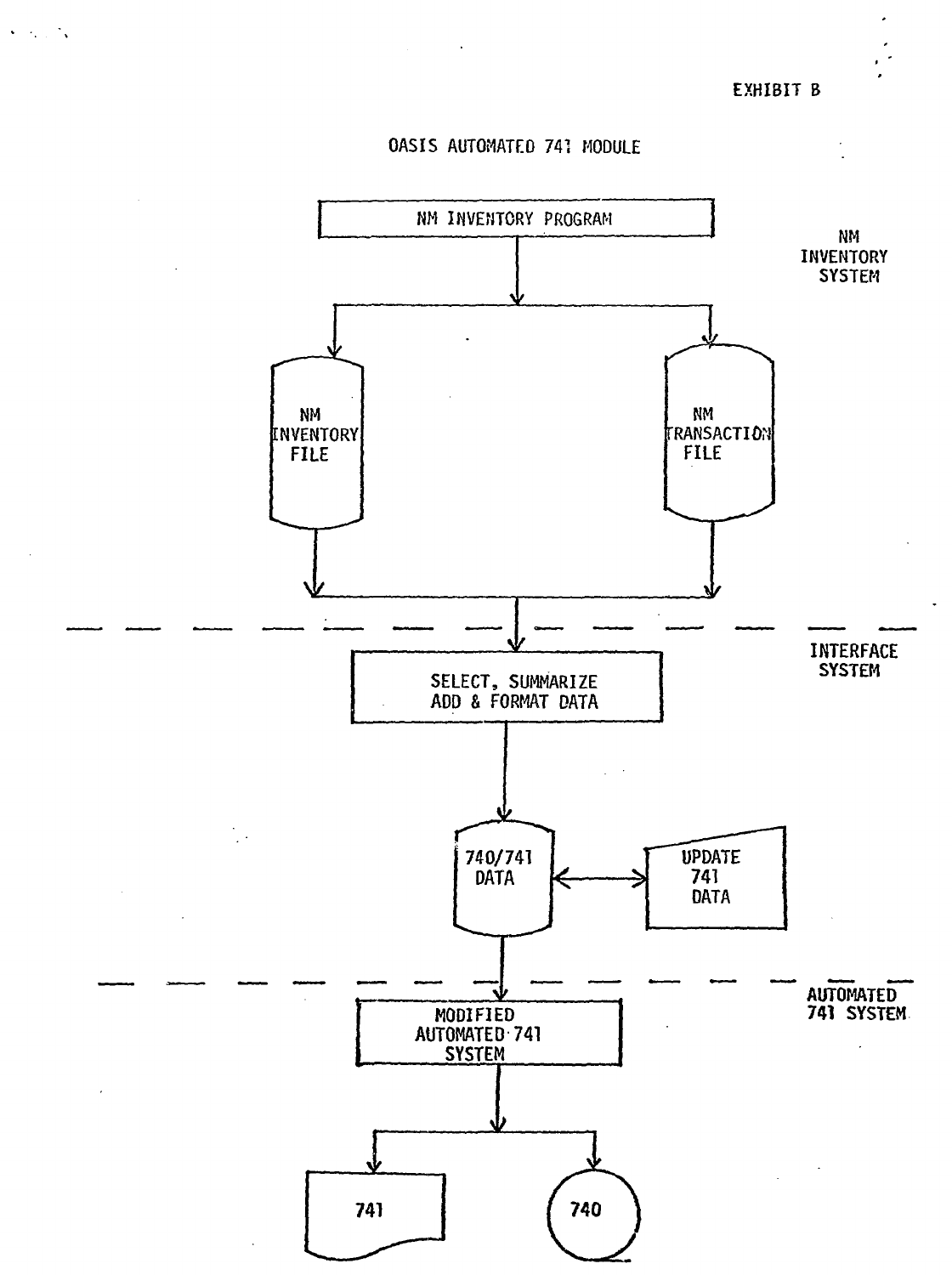EXHIBIT B

OASIS AUTOMATED 741 MODULE

NM INVENTORY PROGRAM

NM INVENTORY SYSTEM

NM INVENTORY FILE

NM TRANSACTION FILE

INTERFACE SYSTEM

SELECT, SUMMARIZE ADD & FORMAT DATA

740/741 DATA

UPDATE 741 DATA

AUTOMATED 741 SYSTEM

MODIFIED AUTOMATED 741 SYSTEM

741

740